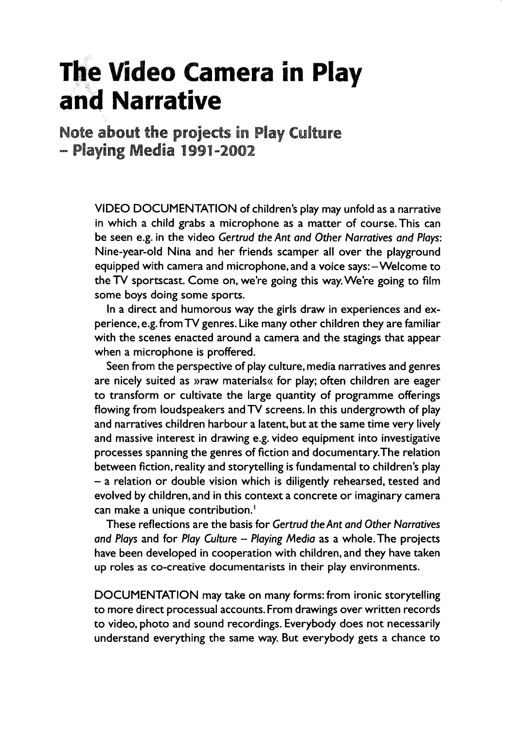# The Video Camera in Play and Narrative

## Note about the projects in Play Culture – Playing Media 1991-2002

VIDEO DOCUMENTATION of children's play may unfold as a narrative in which a child grabs a microphone as a matter of course. This can be seen e.g. in the video *Gertrud the Ant and Other Narratives and Plays*: Nine-year-old Nina and her friends scamper all over the playground equipped with camera and microphone, and a voice says: – Welcome to the TV sportscast. Come on, we're going this way. We're going to film some boys doing some sports.

In a direct and humorous way the girls draw in experiences and experience, e.g. from TV genres. Like many other children they are familiar with the scenes enacted around a camera and the stagings that appear when a microphone is proffered.

Seen from the perspective of play culture, media narratives and genres are nicely suited as »raw materials« for play; often children are eager to transform or cultivate the large quantity of programme offerings flowing from loudspeakers and TV screens. In this undergrowth of play and narratives children harbour a latent, but at the same time very lively and massive interest in drawing e.g. video equipment into investigative processes spanning the genres of fiction and documentary. The relation between fiction, reality and storytelling is fundamental to children's play – a relation or double vision which is diligently rehearsed, tested and evolved by children, and in this context a concrete or imaginary camera can make a unique contribution.[1]

These reflections are the basis for *Gertrud the Ant and Other Narratives and Plays* and for *Play Culture – Playing Media* as a whole. The projects have been developed in cooperation with children, and they have taken up roles as co-creative documentarists in their play environments.

DOCUMENTATION may take on many forms: from ironic storytelling to more direct processual accounts. From drawings over written records to video, photo and sound recordings. Everybody does not necessarily understand everything the same way. But everybody gets a chance to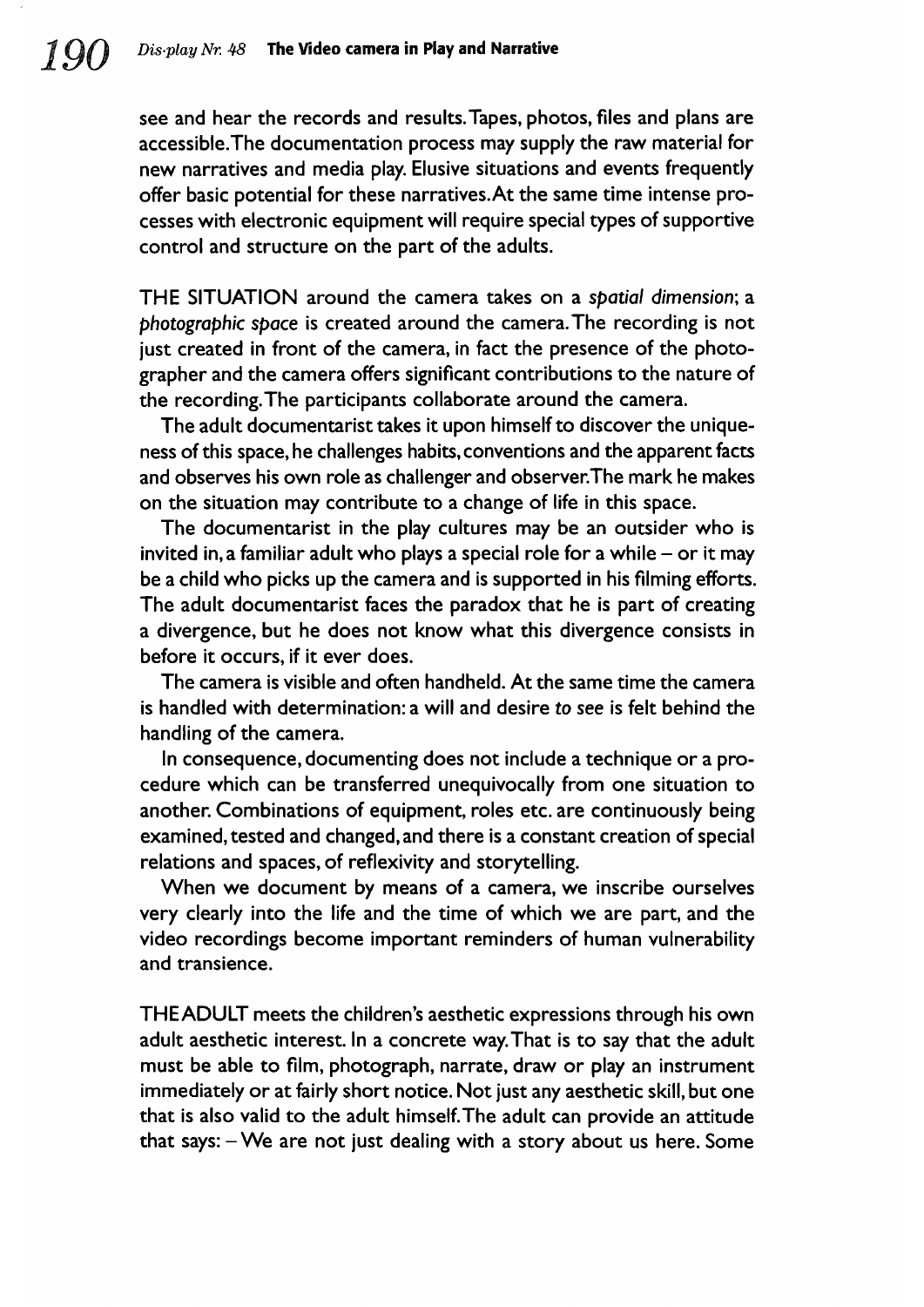see and hear the records and results. Tapes, photos, files and plans are accessible. The documentation process may supply the raw material for new narratives and media play. Elusive situations and events frequently offer basic potential for these narratives. At the same time intense processes with electronic equipment will require special types of supportive control and structure on the part of the adults.

THE SITUATION around the camera takes on a *spatial dimension*; a *photographic space* is created around the camera. The recording is not just created in front of the camera, in fact the presence of the photographer and the camera offers significant contributions to the nature of the recording. The participants collaborate around the camera.

The adult documentarist takes it upon himself to discover the uniqueness of this space, he challenges habits, conventions and the apparent facts and observes his own role as challenger and observer. The mark he makes on the situation may contribute to a change of life in this space.

The documentarist in the play cultures may be an outsider who is invited in, a familiar adult who plays a special role for a while – or it may be a child who picks up the camera and is supported in his filming efforts. The adult documentarist faces the paradox that he is part of creating a divergence, but he does not know what this divergence consists in before it occurs, if it ever does.

The camera is visible and often handheld. At the same time the camera is handled with determination: a will and desire *to see* is felt behind the handling of the camera.

In consequence, documenting does not include a technique or a procedure which can be transferred unequivocally from one situation to another. Combinations of equipment, roles etc. are continuously being examined, tested and changed, and there is a constant creation of special relations and spaces, of reflexivity and storytelling.

When we document by means of a camera, we inscribe ourselves very clearly into the life and the time of which we are part, and the video recordings become important reminders of human vulnerability and transience.

THE ADULT meets the children's aesthetic expressions through his own adult aesthetic interest. In a concrete way. That is to say that the adult must be able to film, photograph, narrate, draw or play an instrument immediately or at fairly short notice. Not just any aesthetic skill, but one that is also valid to the adult himself. The adult can provide an attitude that says: – We are not just dealing with a story about us here. Some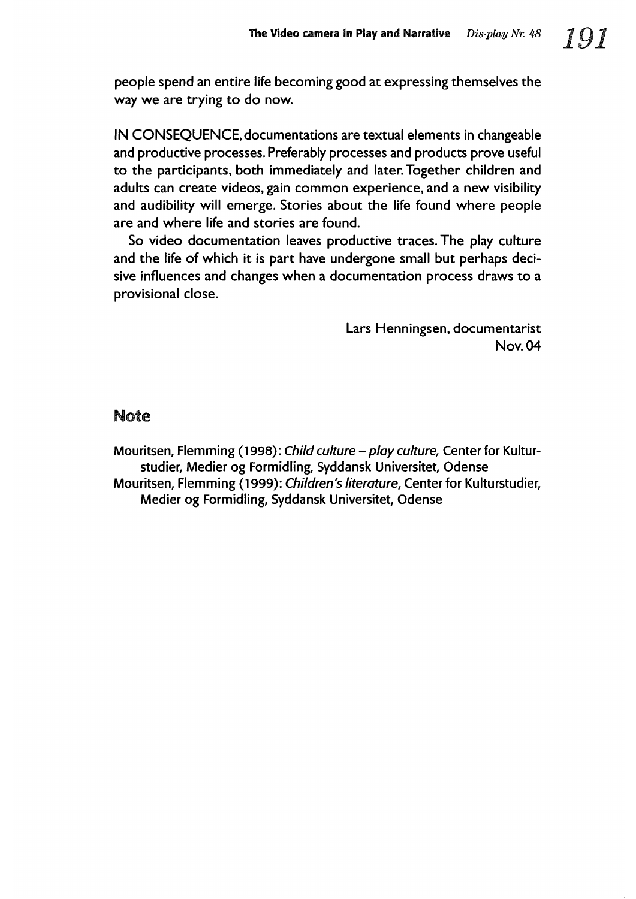people spend an entire life becoming good at expressing themselves the way we are trying to do now.

IN CONSEQUENCE, documentations are textual elements in changeable and productive processes. Preferably processes and products prove useful to the participants, both immediately and later. Together children and adults can create videos, gain common experience, and a new visibility and audibility will emerge. Stories about the life found where people are and where life and stories are found.

So video documentation leaves productive traces. The play culture and the life of which it is part have undergone small but perhaps decisive influences and changes when a documentation process draws to a provisional close.

Lars Henningsen, documentarist
Nov. 04

## Note

Mouritsen, Flemming (1998): *Child culture – play culture,* Center for Kulturstudier, Medier og Formidling, Syddansk Universitet, Odense

Mouritsen, Flemming (1999): *Children's literature*, Center for Kulturstudier, Medier og Formidling, Syddansk Universitet, Odense